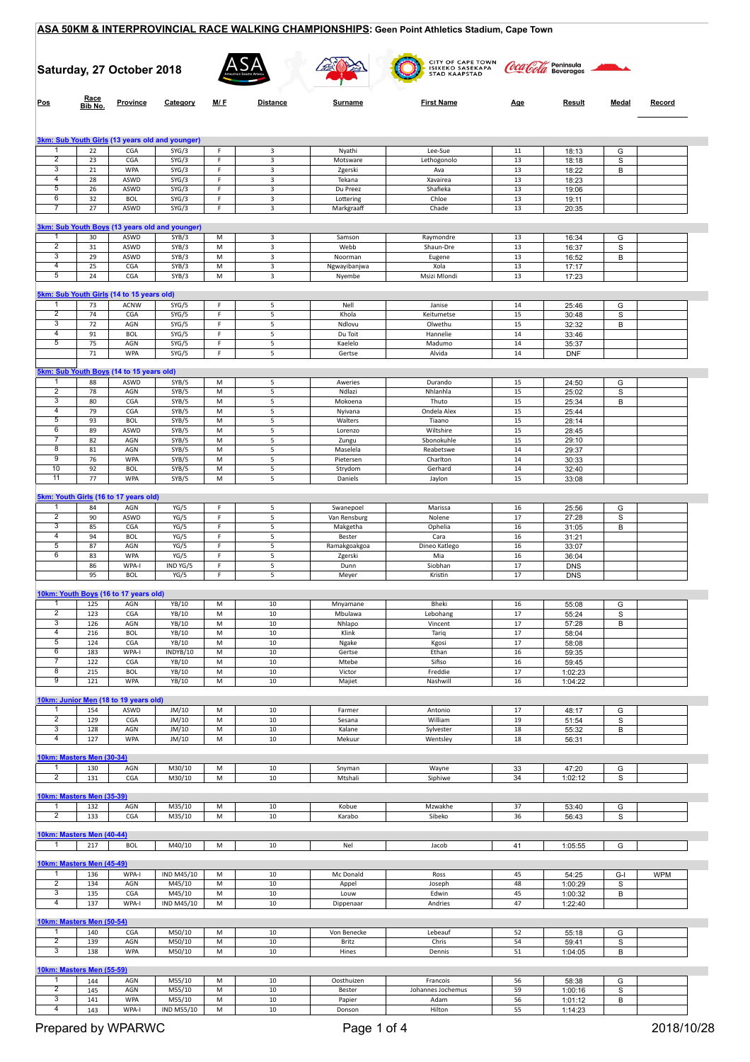# ASA 50KM & INTERPROVINCIAL RACE WALKING CHAMPIONSHIPS: Geen Point Athletics Stadium, Cape Town

## Saturday, 27 October 2018

### 3km: Sub Youth Girls (13 years old and younger)

| Pos | Race Bib No. | Province | Category | M/ F | Distance | Surname | First Name | Age | Result | Medal | Record |
|---|---|---|---|---|---|---|---|---|---|---|---|
| 1 | 22 | CGA | SYG/3 | F | 3 | Nyathi | Lee-Sue | 11 | 18:13 | G | |
| 2 | 23 | CGA | SYG/3 | F | 3 | Motsware | Lethogonolo | 13 | 18:18 | S | |
| 3 | 21 | WPA | SYG/3 | F | 3 | Zgerski | Ava | 13 | 18:22 | B | |
| 4 | 28 | ASWD | SYG/3 | F | 3 | Tekana | Xavairea | 13 | 18:23 | | |
| 5 | 26 | ASWD | SYG/3 | F | 3 | Du Preez | Shafieka | 13 | 19:06 | | |
| 6 | 32 | BOL | SYG/3 | F | 3 | Lottering | Chloe | 13 | 19:11 | | |
| 7 | 27 | ASWD | SYG/3 | F | 3 | Markgraaff | Chade | 13 | 20:35 | | |

### 3km: Sub Youth Boys (13 years old and younger)

| Pos | Race Bib No. | Province | Category | M/ F | Distance | Surname | First Name | Age | Result | Medal | Record |
|---|---|---|---|---|---|---|---|---|---|---|---|
| 1 | 30 | ASWD | SYB/3 | M | 3 | Samson | Raymondre | 13 | 16:34 | G | |
| 2 | 31 | ASWD | SYB/3 | M | 3 | Webb | Shaun-Dre | 13 | 16:37 | S | |
| 3 | 29 | ASWD | SYB/3 | M | 3 | Noorman | Eugene | 13 | 16:52 | B | |
| 4 | 25 | CGA | SYB/3 | M | 3 | Ngwayibanjwa | Xola | 13 | 17:17 | | |
| 5 | 24 | CGA | SYB/3 | M | 3 | Nyembe | Msizi Mlondi | 13 | 17:23 | | |

### 5km: Sub Youth Girls (14 to 15 years old)

| Pos | Race Bib No. | Province | Category | M/ F | Distance | Surname | First Name | Age | Result | Medal | Record |
|---|---|---|---|---|---|---|---|---|---|---|---|
| 1 | 73 | ACNW | SYG/5 | F | 5 | Nell | Janise | 14 | 25:46 | G | |
| 2 | 74 | CGA | SYG/5 | F | 5 | Khola | Keitumetse | 15 | 30:48 | S | |
| 3 | 72 | AGN | SYG/5 | F | 5 | Ndlovu | Olwethu | 15 | 32:32 | B | |
| 4 | 91 | BOL | SYG/5 | F | 5 | Du Toit | Hannelie | 14 | 33:46 | | |
| 5 | 75 | AGN | SYG/5 | F | 5 | Kaelelo | Madumo | 14 | 35:37 | | |
| | 71 | WPA | SYG/5 | F | 5 | Gertse | Alvida | 14 | DNF | | |

### 5km: Sub Youth Boys (14 to 15 years old)

| Pos | Race Bib No. | Province | Category | M/ F | Distance | Surname | First Name | Age | Result | Medal | Record |
|---|---|---|---|---|---|---|---|---|---|---|---|
| 1 | 88 | ASWD | SYB/5 | M | 5 | Aweries | Durando | 15 | 24:50 | G | |
| 2 | 78 | AGN | SYB/5 | M | 5 | Ndlazi | Nhlanhla | 15 | 25:02 | S | |
| 3 | 80 | CGA | SYB/5 | M | 5 | Mokoena | Thuto | 15 | 25:34 | B | |
| 4 | 79 | CGA | SYB/5 | M | 5 | Nyivana | Ondela Alex | 15 | 25:44 | | |
| 5 | 93 | BOL | SYB/5 | M | 5 | Walters | Tiaano | 15 | 28:14 | | |
| 6 | 89 | ASWD | SYB/5 | M | 5 | Lorenzo | Wiltshire | 15 | 28:45 | | |
| 7 | 82 | AGN | SYB/5 | M | 5 | Zungu | Sbonokuhle | 15 | 29:10 | | |
| 8 | 81 | AGN | SYB/5 | M | 5 | Maselela | Reabetswe | 14 | 29:37 | | |
| 9 | 76 | WPA | SYB/5 | M | 5 | Pietersen | Charlton | 14 | 30:33 | | |
| 10 | 92 | BOL | SYB/5 | M | 5 | Strydom | Gerhard | 14 | 32:40 | | |
| 11 | 77 | WPA | SYB/5 | M | 5 | Daniels | Jaylon | 15 | 33:08 | | |

### 5km: Youth Girls (16 to 17 years old)

| Pos | Race Bib No. | Province | Category | M/ F | Distance | Surname | First Name | Age | Result | Medal | Record |
|---|---|---|---|---|---|---|---|---|---|---|---|
| 1 | 84 | AGN | YG/5 | F | 5 | Swanepoel | Marissa | 16 | 25:56 | G | |
| 2 | 90 | ASWD | YG/5 | F | 5 | Van Rensburg | Nolene | 17 | 27:28 | S | |
| 3 | 85 | CGA | YG/5 | F | 5 | Makgetha | Ophelia | 16 | 31:05 | B | |
| 4 | 94 | BOL | YG/5 | F | 5 | Bester | Cara | 16 | 31:21 | | |
| 5 | 87 | AGN | YG/5 | F | 5 | Ramakgoakgoa | Dineo Katlego | 16 | 33:07 | | |
| 6 | 83 | WPA | YG/5 | F | 5 | Zgerski | Mia | 16 | 36:04 | | |
| | 86 | WPA-I | IND YG/5 | F | 5 | Dunn | Siobhan | 17 | DNS | | |
| | 95 | BOL | YG/5 | F | 5 | Meyer | Kristin | 17 | DNS | | |

### 10km: Youth Boys (16 to 17 years old)

| Pos | Race Bib No. | Province | Category | M/ F | Distance | Surname | First Name | Age | Result | Medal | Record |
|---|---|---|---|---|---|---|---|---|---|---|---|
| 1 | 125 | AGN | YB/10 | M | 10 | Mnyamane | Bheki | 16 | 55:08 | G | |
| 2 | 123 | CGA | YB/10 | M | 10 | Mbulawa | Lebohang | 17 | 55:24 | S | |
| 3 | 126 | AGN | YB/10 | M | 10 | Nhlapo | Vincent | 17 | 57:28 | B | |
| 4 | 216 | BOL | YB/10 | M | 10 | Klink | Tariq | 17 | 58:04 | | |
| 5 | 124 | CGA | YB/10 | M | 10 | Ngake | Kgosi | 17 | 58:08 | | |
| 6 | 183 | WPA-I | INDYB/10 | M | 10 | Gertse | Ethan | 16 | 59:35 | | |
| 7 | 122 | CGA | YB/10 | M | 10 | Mtebe | Sifiso | 16 | 59:45 | | |
| 8 | 215 | BOL | YB/10 | M | 10 | Victor | Freddie | 17 | 1:02:23 | | |
| 9 | 121 | WPA | YB/10 | M | 10 | Majiet | Nashwill | 16 | 1:04:22 | | |

### 10km: Junior Men (18 to 19 years old)

| Pos | Race Bib No. | Province | Category | M/ F | Distance | Surname | First Name | Age | Result | Medal | Record |
|---|---|---|---|---|---|---|---|---|---|---|---|
| 1 | 154 | ASWD | JM/10 | M | 10 | Farmer | Antonio | 17 | 48:17 | G | |
| 2 | 129 | CGA | JM/10 | M | 10 | Sesana | William | 19 | 51:54 | S | |
| 3 | 128 | AGN | JM/10 | M | 10 | Kalane | Sylvester | 18 | 55:32 | B | |
| 4 | 127 | WPA | JM/10 | M | 10 | Mekuur | Wentsley | 18 | 56:31 | | |

### 10km: Masters Men (30-34)

| Pos | Race Bib No. | Province | Category | M/ F | Distance | Surname | First Name | Age | Result | Medal | Record |
|---|---|---|---|---|---|---|---|---|---|---|---|
| 1 | 130 | AGN | M30/10 | M | 10 | Snyman | Wayne | 33 | 47:20 | G | |
| 2 | 131 | CGA | M30/10 | M | 10 | Mtshali | Siphiwe | 34 | 1:02:12 | S | |

### 10km: Masters Men (35-39)

| Pos | Race Bib No. | Province | Category | M/ F | Distance | Surname | First Name | Age | Result | Medal | Record |
|---|---|---|---|---|---|---|---|---|---|---|---|
| 1 | 132 | AGN | M35/10 | M | 10 | Kobue | Mzwakhe | 37 | 53:40 | G | |
| 2 | 133 | CGA | M35/10 | M | 10 | Karabo | Sibeko | 36 | 56:43 | S | |

### 10km: Masters Men (40-44)

| Pos | Race Bib No. | Province | Category | M/ F | Distance | Surname | First Name | Age | Result | Medal | Record |
|---|---|---|---|---|---|---|---|---|---|---|---|
| 1 | 217 | BOL | M40/10 | M | 10 | Nel | Jacob | 41 | 1:05:55 | G | |

### 10km: Masters Men (45-49)

| Pos | Race Bib No. | Province | Category | M/ F | Distance | Surname | First Name | Age | Result | Medal | Record |
|---|---|---|---|---|---|---|---|---|---|---|---|
| 1 | 136 | WPA-I | IND M45/10 | M | 10 | Mc Donald | Ross | 45 | 54:25 | G-I | WPM |
| 2 | 134 | AGN | M45/10 | M | 10 | Appel | Joseph | 48 | 1:00:29 | S | |
| 3 | 135 | CGA | M45/10 | M | 10 | Louw | Edwin | 45 | 1:00:32 | B | |
| 4 | 137 | WPA-I | IND M45/10 | M | 10 | Dippenaar | Andries | 47 | 1:22:40 | | |

### 10km: Masters Men (50-54)

| Pos | Race Bib No. | Province | Category | M/ F | Distance | Surname | First Name | Age | Result | Medal | Record |
|---|---|---|---|---|---|---|---|---|---|---|---|
| 1 | 140 | CGA | M50/10 | M | 10 | Von Benecke | Lebeauf | 52 | 55:18 | G | |
| 2 | 139 | AGN | M50/10 | M | 10 | Britz | Chris | 54 | 59:41 | S | |
| 3 | 138 | WPA | M50/10 | M | 10 | Hines | Dennis | 51 | 1:04:05 | B | |

### 10km: Masters Men (55-59)

| Pos | Race Bib No. | Province | Category | M/ F | Distance | Surname | First Name | Age | Result | Medal | Record |
|---|---|---|---|---|---|---|---|---|---|---|---|
| 1 | 144 | AGN | M55/10 | M | 10 | Oosthuizen | Francois | 56 | 58:38 | G | |
| 2 | 145 | AGN | M55/10 | M | 10 | Bester | Johannes Jochemus | 59 | 1:00:16 | S | |
| 3 | 141 | WPA | M55/10 | M | 10 | Papier | Adam | 56 | 1:01:12 | B | |
| 4 | 143 | WPA-I | IND M55/10 | M | 10 | Donson | Hilton | 55 | 1:14:23 | | |

Prepared by WPARWC

2018/10/28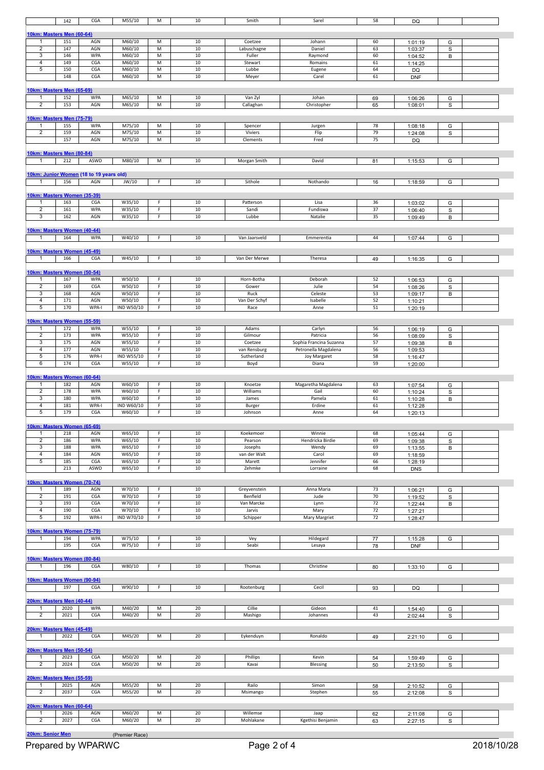| | 142 | CGA | M55/10 | M | 10 | Smith | Sarel | 58 | DQ | | |
|---|---|---|---|---|---|---|---|---|---|---|---|

**10km: Masters Men (60-64)**

| | | | | | | | | | | | |
|---|---|---|---|---|---|---|---|---|---|---|---|
| 1 | 151 | AGN | M60/10 | M | 10 | Coetzee | Johann | 60 | 1:01:19 | G | |
| 2 | 147 | AGN | M60/10 | M | 10 | Labuschagne | Daniel | 63 | 1:03:37 | S | |
| 3 | 146 | WPA | M60/10 | M | 10 | Fuller | Raymond | 60 | 1:04:52 | B | |
| 4 | 149 | CGA | M60/10 | M | 10 | Stewart | Romains | 61 | 1:14:25 | | |
| 5 | 150 | CGA | M60/10 | M | 10 | Lubbe | Eugene | 64 | DQ | | |
| | 148 | CGA | M60/10 | M | 10 | Meyer | Carel | 61 | DNF | | |

**10km: Masters Men (65-69)**

| | | | | | | | | | | | |
|---|---|---|---|---|---|---|---|---|---|---|---|
| 1 | 152 | WPA | M65/10 | M | 10 | Van Zyl | Johan | 69 | 1:06:26 | G | |
| 2 | 153 | AGN | M65/10 | M | 10 | Callaghan | Christopher | 65 | 1:08:01 | S | |

**10km: Masters Men (75-79)**

| | | | | | | | | | | | |
|---|---|---|---|---|---|---|---|---|---|---|---|
| 1 | 155 | WPA | M75/10 | M | 10 | Spencer | Jurgen | 78 | 1:08:18 | G | |
| 2 | 159 | AGN | M75/10 | M | 10 | Viviers | Flip | 79 | 1:24:08 | S | |
| | 157 | AGN | M75/10 | M | 10 | Clements | Fred | 75 | DQ | | |

**10km: Masters Men (80-84)**

| | | | | | | | | | | | |
|---|---|---|---|---|---|---|---|---|---|---|---|
| 1 | 212 | ASWD | M80/10 | M | 10 | Morgan Smith | David | 81 | 1:15:53 | G | |

**10km: Junior Women (18 to 19 years old)**

| | | | | | | | | | | | |
|---|---|---|---|---|---|---|---|---|---|---|---|
| 1 | 156 | AGN | JW/10 | F | 10 | Sithole | Nothando | 16 | 1:18:59 | G | |

**10km: Masters Women (35-39)**

| | | | | | | | | | | | |
|---|---|---|---|---|---|---|---|---|---|---|---|
| 1 | 163 | CGA | W35/10 | F | 10 | Patterson | Lisa | 36 | 1:03:02 | G | |
| 2 | 161 | WPA | W35/10 | F | 10 | Sandi | Fundiswa | 37 | 1:06:40 | S | |
| 3 | 162 | AGN | W35/10 | F | 10 | Lubbe | Natalie | 35 | 1:09:49 | B | |

**10km: Masters Women (40-44)**

| | | | | | | | | | | | |
|---|---|---|---|---|---|---|---|---|---|---|---|
| 1 | 164 | WPA | W40/10 | F | 10 | Van Jaarsveld | Emmerentia | 44 | 1:07:44 | G | |

**10km: Masters Women (45-49)**

| | | | | | | | | | | | |
|---|---|---|---|---|---|---|---|---|---|---|---|
| 1 | 166 | CGA | W45/10 | F | 10 | Van Der Merwe | Theresa | 49 | 1:16:35 | G | |

**10km: Masters Women (50-54)**

| | | | | | | | | | | | |
|---|---|---|---|---|---|---|---|---|---|---|---|
| 1 | 167 | WPA | W50/10 | F | 10 | Horn-Botha | Deborah | 52 | 1:06:53 | G | |
| 2 | 169 | CGA | W50/10 | F | 10 | Gower | Julie | 54 | 1:08:26 | S | |
| 3 | 168 | AGN | W50/10 | F | 10 | Ruck | Celeste | 53 | 1:09:17 | B | |
| 4 | 171 | AGN | W50/10 | F | 10 | Van Der Schyf | Isabelle | 52 | 1:10:21 | | |
| 5 | 170 | WPA-I | IND W50/10 | F | 10 | Race | Anne | 51 | 1:20:19 | | |

**10km: Masters Women (55-59)**

| | | | | | | | | | | | |
|---|---|---|---|---|---|---|---|---|---|---|---|
| 1 | 172 | WPA | W55/10 | F | 10 | Adams | Carlyn | 56 | 1:06:19 | G | |
| 2 | 173 | WPA | W55/10 | F | 10 | Gilmour | Patricia | 56 | 1:08:09 | S | |
| 3 | 175 | AGN | W55/10 | F | 10 | Coetzee | Sophia Francina Suzanna | 57 | 1:09:38 | B | |
| 4 | 177 | AGN | W55/10 | F | 10 | van Rensburg | Petronella Magdalena | 56 | 1:09:53 | | |
| 5 | 176 | WPA-I | IND W55/10 | F | 10 | Sutherland | Joy Margaret | 58 | 1:16:47 | | |
| 6 | 174 | CGA | W55/10 | F | 10 | Boyd | Diana | 59 | 1:20:00 | | |

**10km: Masters Women (60-64)**

| | | | | | | | | | | | |
|---|---|---|---|---|---|---|---|---|---|---|---|
| 1 | 182 | AGN | W60/10 | F | 10 | Knoetze | Magaretha Magdalena | 63 | 1:07:54 | G | |
| 2 | 178 | WPA | W60/10 | F | 10 | Williams | Gail | 60 | 1:10:24 | S | |
| 3 | 180 | WPA | W60/10 | F | 10 | James | Pamela | 61 | 1:10:28 | B | |
| 4 | 181 | WPA-I | IND W60/10 | F | 10 | Burger | Erdine | 61 | 1:12:28 | | |
| 5 | 179 | CGA | W60/10 | F | 10 | Johnson | Anne | 64 | 1:20:13 | | |

**10km: Masters Women (65-69)**

| | | | | | | | | | | | |
|---|---|---|---|---|---|---|---|---|---|---|---|
| 1 | 218 | AGN | W65/10 | F | 10 | Koekemoer | Winnie | 68 | 1:05:44 | G | |
| 2 | 186 | WPA | W65/10 | F | 10 | Pearson | Hendricka Birdie | 69 | 1:09:38 | S | |
| 3 | 188 | WPA | W65/10 | F | 10 | Josephs | Wendy | 69 | 1:13:55 | B | |
| 4 | 184 | AGN | W65/10 | F | 10 | van der Walt | Carol | 69 | 1:18:59 | | |
| 5 | 185 | CGA | W65/10 | F | 10 | Marett | Jennifer | 66 | 1:28:19 | | |
| | 213 | ASWD | W65/10 | F | 10 | Zehmke | Lorraine | 68 | DNS | | |

**10km: Masters Women (70-74)**

| | | | | | | | | | | | |
|---|---|---|---|---|---|---|---|---|---|---|---|
| 1 | 189 | AGN | W70/10 | F | 10 | Greyvenstein | Anna Maria | 73 | 1:06:21 | G | |
| 2 | 191 | CGA | W70/10 | F | 10 | Benfield | Jude | 70 | 1:19:52 | S | |
| 3 | 193 | CGA | W70/10 | F | 10 | Van Marcke | Lynn | 72 | 1:22:44 | B | |
| 4 | 190 | CGA | W70/10 | F | 10 | Jarvis | Mary | 72 | 1:27:21 | | |
| 5 | 192 | WPA-I | IND W70/10 | F | 10 | Schipper | Mary Margriet | 72 | 1:28:47 | | |

**10km: Masters Women (75-79)**

| | | | | | | | | | | | |
|---|---|---|---|---|---|---|---|---|---|---|---|
| 1 | 194 | WPA | W75/10 | F | 10 | Vey | Hildegard | 77 | 1:15:28 | G | |
| | 195 | CGA | W75/10 | F | 10 | Seabi | Lesaya | 78 | DNF | | |

**10km: Masters Women (80-84)**

| | | | | | | | | | | | |
|---|---|---|---|---|---|---|---|---|---|---|---|
| 1 | 196 | CGA | W80/10 | F | 10 | Thomas | Christine | 80 | 1:33:10 | G | |

**10km: Masters Women (90-94)**

| | | | | | | | | | | | |
|---|---|---|---|---|---|---|---|---|---|---|---|
| | 197 | CGA | W90/10 | F | 10 | Rootenburg | Cecil | 93 | DQ | | |

**20km: Masters Men (40-44)**

| | | | | | | | | | | | |
|---|---|---|---|---|---|---|---|---|---|---|---|
| 1 | 2020 | WPA | M40/20 | M | 20 | Cillie | Gideon | 41 | 1:54:40 | G | |
| 2 | 2021 | CGA | M40/20 | M | 20 | Mashigo | Johannes | 43 | 2:02:44 | S | |

**20km: Masters Men (45-49)**

| | | | | | | | | | | | |
|---|---|---|---|---|---|---|---|---|---|---|---|
| 1 | 2022 | CGA | M45/20 | M | 20 | Eykenduyn | Ronaldo | 49 | 2:21:10 | G | |

**20km: Masters Men (50-54)**

| | | | | | | | | | | | |
|---|---|---|---|---|---|---|---|---|---|---|---|
| 1 | 2023 | CGA | M50/20 | M | 20 | Phillips | Kevin | 54 | 1:59:49 | G | |
| 2 | 2024 | CGA | M50/20 | M | 20 | Kavai | Blessing | 50 | 2:13:50 | S | |

**20km: Masters Men (55-59)**

| | | | | | | | | | | | |
|---|---|---|---|---|---|---|---|---|---|---|---|
| 1 | 2025 | AGN | M55/20 | M | 20 | Railo | Simon | 58 | 2:10:52 | G | |
| 2 | 2037 | CGA | M55/20 | M | 20 | Msimango | Stephen | 55 | 2:12:08 | S | |

**20km: Masters Men (60-64)**

| | | | | | | | | | | | |
|---|---|---|---|---|---|---|---|---|---|---|---|
| 1 | 2026 | AGN | M60/20 | M | 20 | Willemse | Jaap | 62 | 2:11:08 | G | |
| 2 | 2027 | CGA | M60/20 | M | 20 | Mohlakane | Kgethisi Benjamin | 63 | 2:27:15 | S | |

**20km: Senior Men** (Premier Race)

Prepared by WPARWC

2018/10/28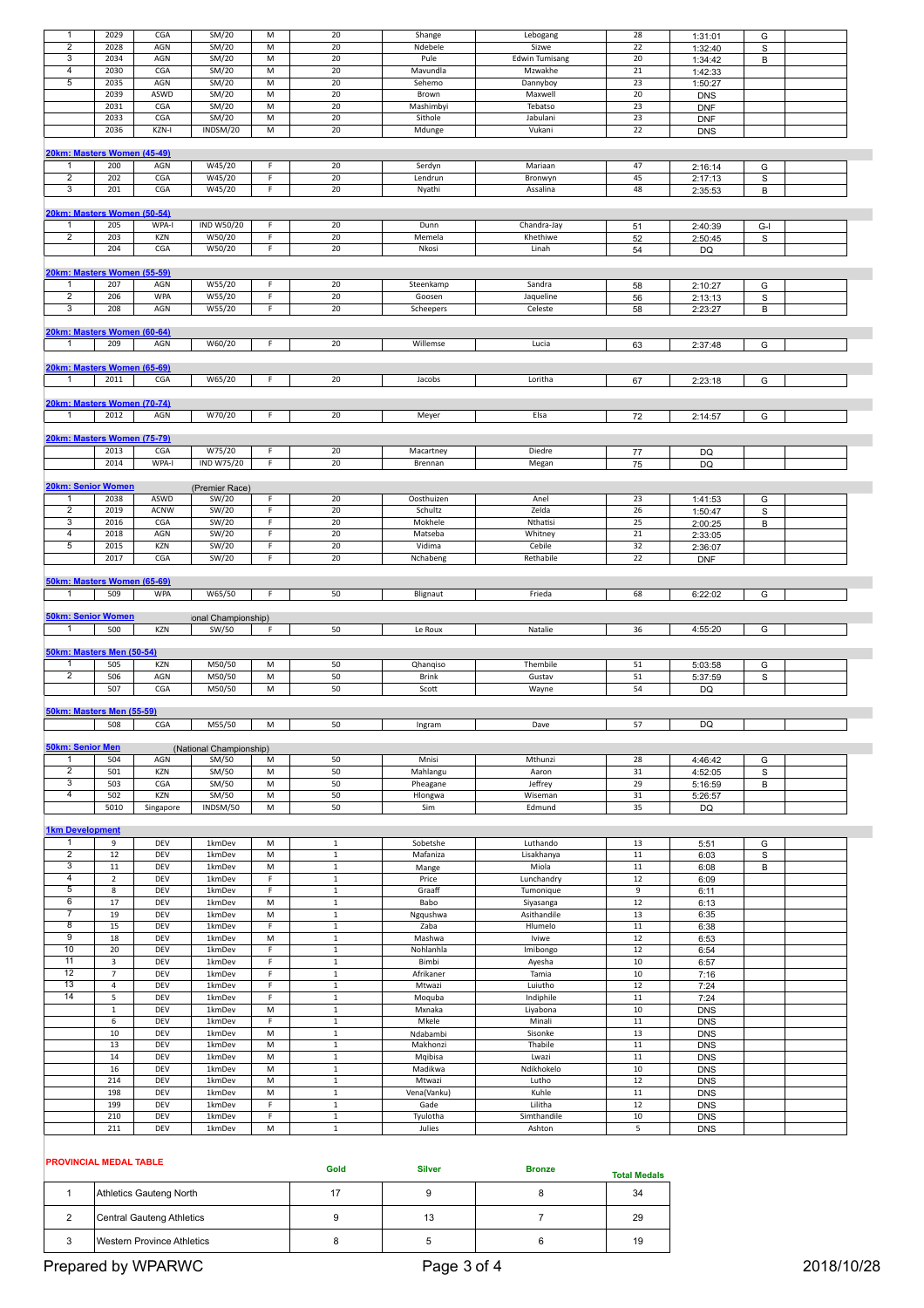| | | | | | | | | | | | |
|---|---|---|---|---|---|---|---|---|---|---|---|
| 1 | 2029 | CGA | SM/20 | M | 20 | Shange | Lebogang | 28 | 1:31:01 | G | |
| 2 | 2028 | AGN | SM/20 | M | 20 | Ndebele | Sizwe | 22 | 1:32:40 | S | |
| 3 | 2034 | AGN | SM/20 | M | 20 | Pule | Edwin Tumisang | 20 | 1:34:42 | B | |
| 4 | 2030 | CGA | SM/20 | M | 20 | Mavundla | Mzwakhe | 21 | 1:42:33 | | |
| 5 | 2035 | AGN | SM/20 | M | 20 | Sehemo | Dannyboy | 23 | 1:50:27 | | |
| | 2039 | ASWD | SM/20 | M | 20 | Brown | Maxwell | 20 | DNS | | |
| | 2031 | CGA | SM/20 | M | 20 | Mashimbyi | Tebatso | 23 | DNF | | |
| | 2033 | CGA | SM/20 | M | 20 | Sithole | Jabulani | 23 | DNF | | |
| | 2036 | KZN-I | INDSM/20 | M | 20 | Mdunge | Vukani | 22 | DNS | | |

**20km: Masters Women (45-49)**

| | | | | | | | | | | | |
|---|---|---|---|---|---|---|---|---|---|---|---|
| 1 | 200 | AGN | W45/20 | F | 20 | Serdyn | Mariaan | 47 | 2:16:14 | G | |
| 2 | 202 | CGA | W45/20 | F | 20 | Lendrun | Bronwyn | 45 | 2:17:13 | S | |
| 3 | 201 | CGA | W45/20 | F | 20 | Nyathi | Assalina | 48 | 2:35:53 | B | |

**20km: Masters Women (50-54)**

| | | | | | | | | | | | |
|---|---|---|---|---|---|---|---|---|---|---|---|
| 1 | 205 | WPA-I | IND W50/20 | F | 20 | Dunn | Chandra-Jay | 51 | 2:40:39 | G-I | |
| 2 | 203 | KZN | W50/20 | F | 20 | Memela | Khethiwe | 52 | 2:50:45 | S | |
| | 204 | CGA | W50/20 | F | 20 | Nkosi | Linah | 54 | DQ | | |

**20km: Masters Women (55-59)**

| | | | | | | | | | | | |
|---|---|---|---|---|---|---|---|---|---|---|---|
| 1 | 207 | AGN | W55/20 | F | 20 | Steenkamp | Sandra | 58 | 2:10:27 | G | |
| 2 | 206 | WPA | W55/20 | F | 20 | Goosen | Jaqueline | 56 | 2:13:13 | S | |
| 3 | 208 | AGN | W55/20 | F | 20 | Scheepers | Celeste | 58 | 2:23:27 | B | |

**20km: Masters Women (60-64)**

| | | | | | | | | | | | |
|---|---|---|---|---|---|---|---|---|---|---|---|
| 1 | 209 | AGN | W60/20 | F | 20 | Willemse | Lucia | 63 | 2:37:48 | G | |

**20km: Masters Women (65-69)**

| | | | | | | | | | | | |
|---|---|---|---|---|---|---|---|---|---|---|---|
| 1 | 2011 | CGA | W65/20 | F | 20 | Jacobs | Loritha | 67 | 2:23:18 | G | |

**20km: Masters Women (70-74)**

| | | | | | | | | | | | |
|---|---|---|---|---|---|---|---|---|---|---|---|
| 1 | 2012 | AGN | W70/20 | F | 20 | Meyer | Elsa | 72 | 2:14:57 | G | |

**20km: Masters Women (75-79)**

| | | | | | | | | | | | |
|---|---|---|---|---|---|---|---|---|---|---|---|
| | 2013 | CGA | W75/20 | F | 20 | Macartney | Diedre | 77 | DQ | | |
| | 2014 | WPA-I | IND W75/20 | F | 20 | Brennan | Megan | 75 | DQ | | |

**20km: Senior Women** (Premier Race)

| | | | | | | | | | | | |
|---|---|---|---|---|---|---|---|---|---|---|---|
| 1 | 2038 | ASWD | SW/20 | F | 20 | Oosthuizen | Anel | 23 | 1:41:53 | G | |
| 2 | 2019 | ACNW | SW/20 | F | 20 | Schultz | Zelda | 26 | 1:50:47 | S | |
| 3 | 2016 | CGA | SW/20 | F | 20 | Mokhele | Nthatisi | 25 | 2:00:25 | B | |
| 4 | 2018 | AGN | SW/20 | F | 20 | Matseba | Whitney | 21 | 2:33:05 | | |
| 5 | 2015 | KZN | SW/20 | F | 20 | Vidima | Cebile | 32 | 2:36:07 | | |
| | 2017 | CGA | SW/20 | F | 20 | Nchabeng | Rethabile | 22 | DNF | | |

**50km: Masters Women (65-69)**

| | | | | | | | | | | | |
|---|---|---|---|---|---|---|---|---|---|---|---|
| 1 | 509 | WPA | W65/50 | F | 50 | Blignaut | Frieda | 68 | 6:22:02 | G | |

**50km: Senior Women** (National Championship)

| | | | | | | | | | | | |
|---|---|---|---|---|---|---|---|---|---|---|---|
| 1 | 500 | KZN | SW/50 | F | 50 | Le Roux | Natalie | 36 | 4:55:20 | G | |

**50km: Masters Men (50-54)**

| | | | | | | | | | | | |
|---|---|---|---|---|---|---|---|---|---|---|---|
| 1 | 505 | KZN | M50/50 | M | 50 | Qhanqiso | Thembile | 51 | 5:03:58 | G | |
| 2 | 506 | AGN | M50/50 | M | 50 | Brink | Gustav | 51 | 5:37:59 | S | |
| | 507 | CGA | M50/50 | M | 50 | Scott | Wayne | 54 | DQ | | |

**50km: Masters Men (55-59)**

| | | | | | | | | | | | |
|---|---|---|---|---|---|---|---|---|---|---|---|
| | 508 | CGA | M55/50 | M | 50 | Ingram | Dave | 57 | DQ | | |

**50km: Senior Men** (National Championship)

| | | | | | | | | | | | |
|---|---|---|---|---|---|---|---|---|---|---|---|
| 1 | 504 | AGN | SM/50 | M | 50 | Mnisi | Mthunzi | 28 | 4:46:42 | G | |
| 2 | 501 | KZN | SM/50 | M | 50 | Mahlangu | Aaron | 31 | 4:52:05 | S | |
| 3 | 503 | CGA | SM/50 | M | 50 | Pheagane | Jeffrey | 29 | 5:16:59 | B | |
| 4 | 502 | KZN | SM/50 | M | 50 | Hlongwa | Wiseman | 31 | 5:26:57 | | |
| | 5010 | Singapore | INDSM/50 | M | 50 | Sim | Edmund | 35 | DQ | | |

**1km Development**

| | | | | | | | | | | | |
|---|---|---|---|---|---|---|---|---|---|---|---|
| 1 | 9 | DEV | 1kmDev | M | 1 | Sobetshe | Luthando | 13 | 5:51 | G | |
| 2 | 12 | DEV | 1kmDev | M | 1 | Mafaniza | Lisakhanya | 11 | 6:03 | S | |
| 3 | 11 | DEV | 1kmDev | M | 1 | Mange | Miola | 11 | 6:08 | B | |
| 4 | 2 | DEV | 1kmDev | F | 1 | Price | Lunchandry | 12 | 6:09 | | |
| 5 | 8 | DEV | 1kmDev | F | 1 | Graaff | Tumonique | 9 | 6:11 | | |
| 6 | 17 | DEV | 1kmDev | M | 1 | Babo | Siyasanga | 12 | 6:13 | | |
| 7 | 19 | DEV | 1kmDev | M | 1 | Ngqushwa | Asithandile | 13 | 6:35 | | |
| 8 | 15 | DEV | 1kmDev | F | 1 | Zaba | Hlumelo | 11 | 6:38 | | |
| 9 | 18 | DEV | 1kmDev | M | 1 | Mashwa | Iviwe | 12 | 6:53 | | |
| 10 | 20 | DEV | 1kmDev | F | 1 | Nohlanhla | Imibongo | 12 | 6:54 | | |
| 11 | 3 | DEV | 1kmDev | F | 1 | Bimbi | Ayesha | 10 | 6:57 | | |
| 12 | 7 | DEV | 1kmDev | F | 1 | Afrikaner | Tamia | 10 | 7:16 | | |
| 13 | 4 | DEV | 1kmDev | F | 1 | Mtwazi | Luiutho | 12 | 7:24 | | |
| 14 | 5 | DEV | 1kmDev | F | 1 | Moquba | Indiphile | 11 | 7:24 | | |
| | 1 | DEV | 1kmDev | M | 1 | Mxnaka | Liyabona | 10 | DNS | | |
| | 6 | DEV | 1kmDev | F | 1 | Mkele | Minali | 11 | DNS | | |
| | 10 | DEV | 1kmDev | M | 1 | Ndabambi | Sisonke | 13 | DNS | | |
| | 13 | DEV | 1kmDev | M | 1 | Makhonzi | Thabile | 11 | DNS | | |
| | 14 | DEV | 1kmDev | M | 1 | Mqibisa | Lwazi | 11 | DNS | | |
| | 16 | DEV | 1kmDev | M | 1 | Madikwa | Ndikhokelo | 10 | DNS | | |
| | 214 | DEV | 1kmDev | M | 1 | Mtwazi | Lutho | 12 | DNS | | |
| | 198 | DEV | 1kmDev | M | 1 | Vena(Vanku) | Kuhle | 11 | DNS | | |
| | 199 | DEV | 1kmDev | F | 1 | Gade | Lilitha | 12 | DNS | | |
| | 210 | DEV | 1kmDev | F | 1 | Tyulotha | Simthandile | 10 | DNS | | |
| | 211 | DEV | 1kmDev | M | 1 | Julies | Ashton | 5 | DNS | | |

**PROVINCIAL MEDAL TABLE**

| | | Gold | Silver | Bronze | Total Medals |
|---|---|---|---|---|---|
| 1 | Athletics Gauteng North | 17 | 9 | 8 | 34 |
| 2 | Central Gauteng Athletics | 9 | 13 | 7 | 29 |
| 3 | Western Province Athletics | 8 | 5 | 6 | 19 |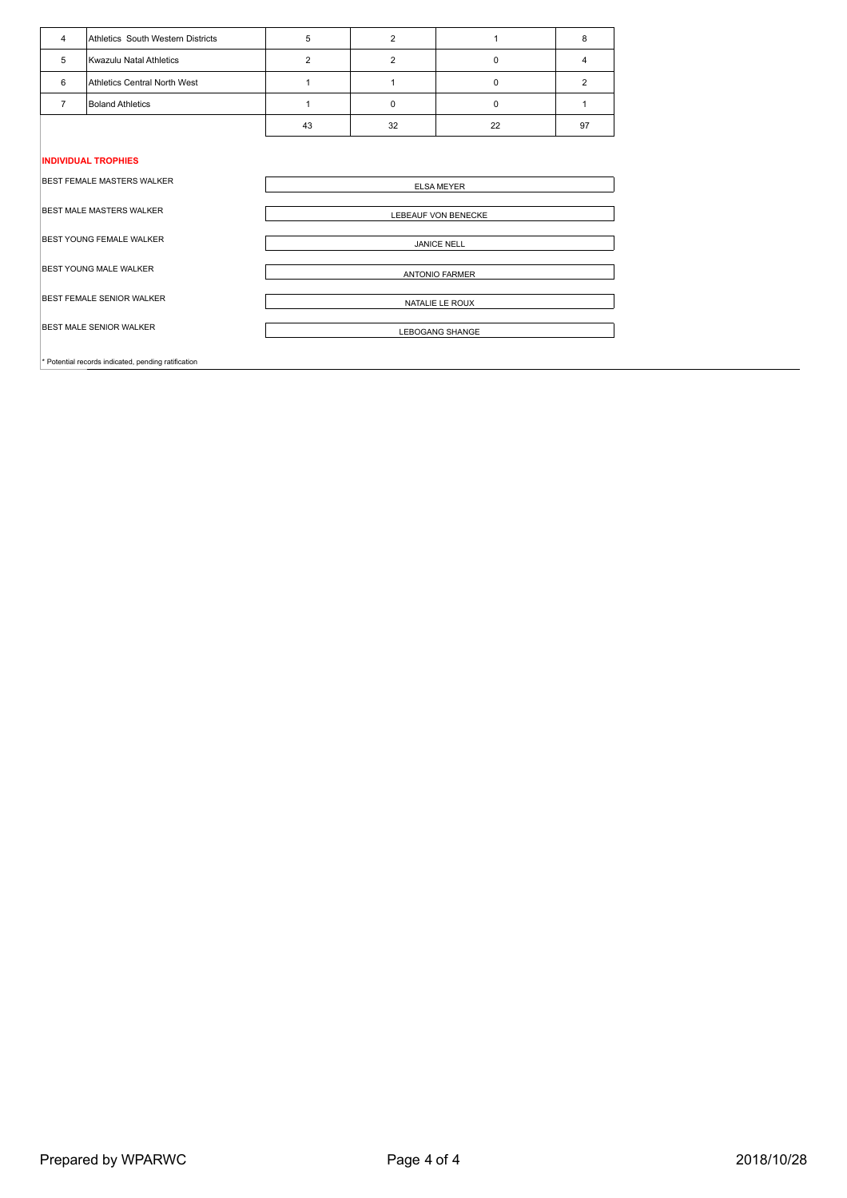| | | | | | |
|---|---|---|---|---|---|
| 4 | Athletics South Western Districts | 5 | 2 | 1 | 8 |
| 5 | Kwazulu Natal Athletics | 2 | 2 | 0 | 4 |
| 6 | Athletics Central North West | 1 | 1 | 0 | 2 |
| 7 | Boland Athletics | 1 | 0 | 0 | 1 |
| | | 43 | 32 | 22 | 97 |

**INDIVIDUAL TROPHIES**

| | |
|---|---|
| BEST FEMALE MASTERS WALKER | ELSA MEYER |
| BEST MALE MASTERS WALKER | LEBEAUF VON BENECKE |
| BEST YOUNG FEMALE WALKER | JANICE NELL |
| BEST YOUNG MALE WALKER | ANTONIO FARMER |
| BEST FEMALE SENIOR WALKER | NATALIE LE ROUX |
| BEST MALE SENIOR WALKER | LEBOGANG SHANGE |

* Potential records indicated, pending ratification

Prepared by WPARWC

2018/10/28